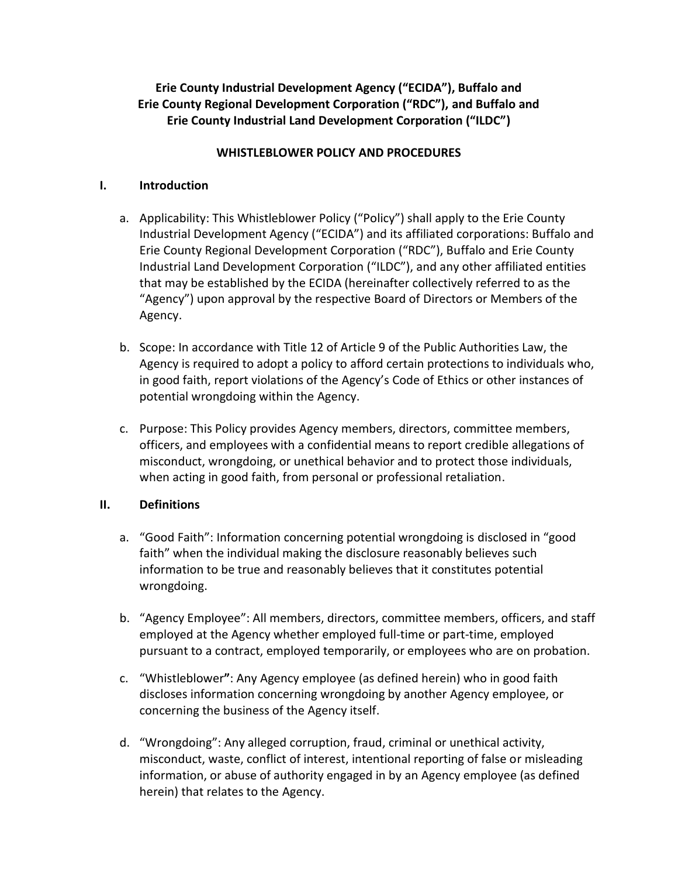**Erie County Industrial Development Agency ("ECIDA"), Buffalo and Erie County Regional Development Corporation ("RDC"), and Buffalo and Erie County Industrial Land Development Corporation ("ILDC")**

**WHISTLEBLOWER POLICY AND PROCEDURES**

## I. Introduction

a. Applicability: This Whistleblower Policy ("Policy") shall apply to the Erie County Industrial Development Agency ("ECIDA") and its affiliated corporations: Buffalo and Erie County Regional Development Corporation ("RDC"), Buffalo and Erie County Industrial Land Development Corporation ("ILDC"), and any other affiliated entities that may be established by the ECIDA (hereinafter collectively referred to as the "Agency") upon approval by the respective Board of Directors or Members of the Agency.

b. Scope: In accordance with Title 12 of Article 9 of the Public Authorities Law, the Agency is required to adopt a policy to afford certain protections to individuals who, in good faith, report violations of the Agency's Code of Ethics or other instances of potential wrongdoing within the Agency.

c. Purpose: This Policy provides Agency members, directors, committee members, officers, and employees with a confidential means to report credible allegations of misconduct, wrongdoing, or unethical behavior and to protect those individuals, when acting in good faith, from personal or professional retaliation.

## II. Definitions

a. "Good Faith": Information concerning potential wrongdoing is disclosed in "good faith" when the individual making the disclosure reasonably believes such information to be true and reasonably believes that it constitutes potential wrongdoing.

b. "Agency Employee": All members, directors, committee members, officers, and staff employed at the Agency whether employed full-time or part-time, employed pursuant to a contract, employed temporarily, or employees who are on probation.

c. "Whistleblower": Any Agency employee (as defined herein) who in good faith discloses information concerning wrongdoing by another Agency employee, or concerning the business of the Agency itself.

d. "Wrongdoing": Any alleged corruption, fraud, criminal or unethical activity, misconduct, waste, conflict of interest, intentional reporting of false or misleading information, or abuse of authority engaged in by an Agency employee (as defined herein) that relates to the Agency.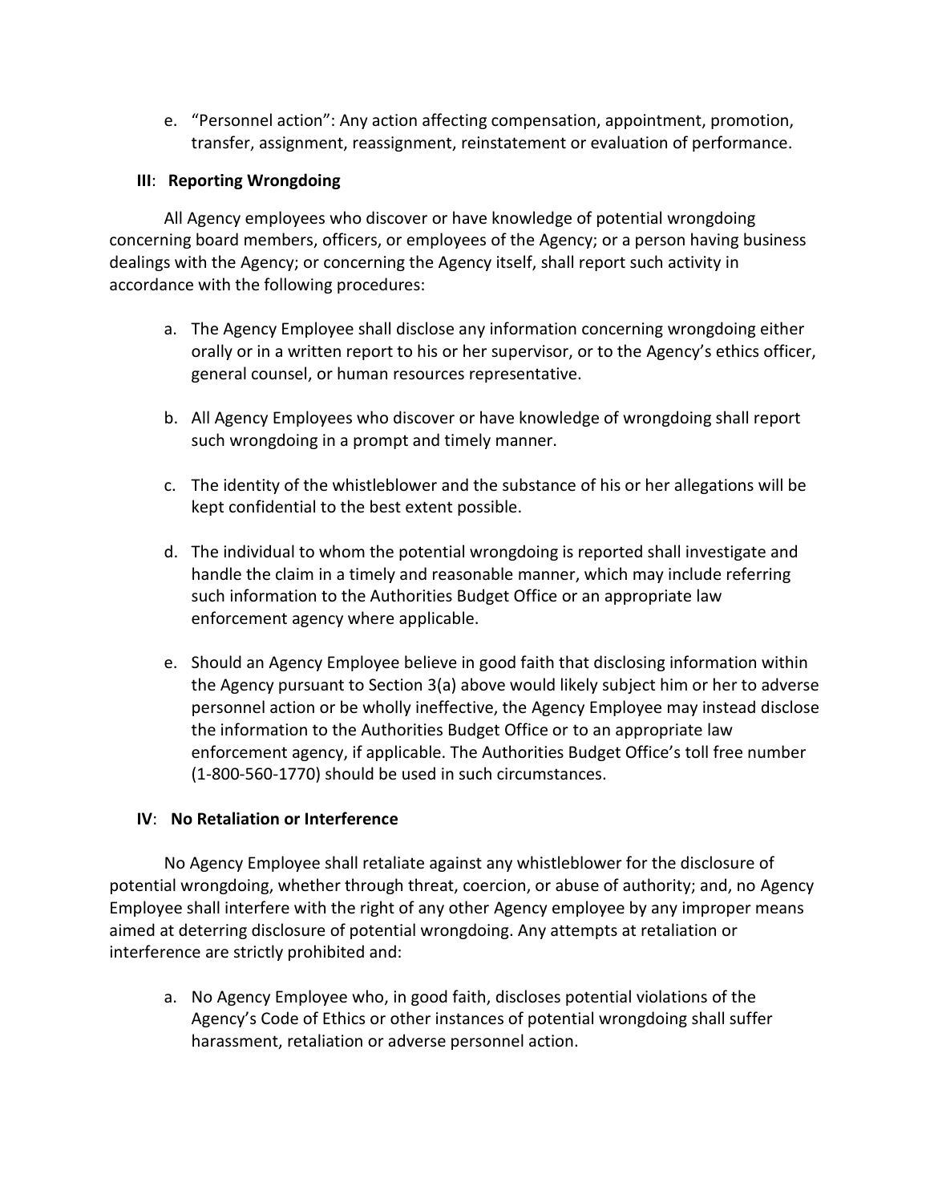e. "Personnel action": Any action affecting compensation, appointment, promotion, transfer, assignment, reassignment, reinstatement or evaluation of performance.

**III**: **Reporting Wrongdoing**

All Agency employees who discover or have knowledge of potential wrongdoing concerning board members, officers, or employees of the Agency; or a person having business dealings with the Agency; or concerning the Agency itself, shall report such activity in accordance with the following procedures:

a. The Agency Employee shall disclose any information concerning wrongdoing either orally or in a written report to his or her supervisor, or to the Agency's ethics officer, general counsel, or human resources representative.

b. All Agency Employees who discover or have knowledge of wrongdoing shall report such wrongdoing in a prompt and timely manner.

c. The identity of the whistleblower and the substance of his or her allegations will be kept confidential to the best extent possible.

d. The individual to whom the potential wrongdoing is reported shall investigate and handle the claim in a timely and reasonable manner, which may include referring such information to the Authorities Budget Office or an appropriate law enforcement agency where applicable.

e. Should an Agency Employee believe in good faith that disclosing information within the Agency pursuant to Section 3(a) above would likely subject him or her to adverse personnel action or be wholly ineffective, the Agency Employee may instead disclose the information to the Authorities Budget Office or to an appropriate law enforcement agency, if applicable. The Authorities Budget Office's toll free number (1-800-560-1770) should be used in such circumstances.

**IV**: **No Retaliation or Interference**

No Agency Employee shall retaliate against any whistleblower for the disclosure of potential wrongdoing, whether through threat, coercion, or abuse of authority; and, no Agency Employee shall interfere with the right of any other Agency employee by any improper means aimed at deterring disclosure of potential wrongdoing. Any attempts at retaliation or interference are strictly prohibited and:

a. No Agency Employee who, in good faith, discloses potential violations of the Agency's Code of Ethics or other instances of potential wrongdoing shall suffer harassment, retaliation or adverse personnel action.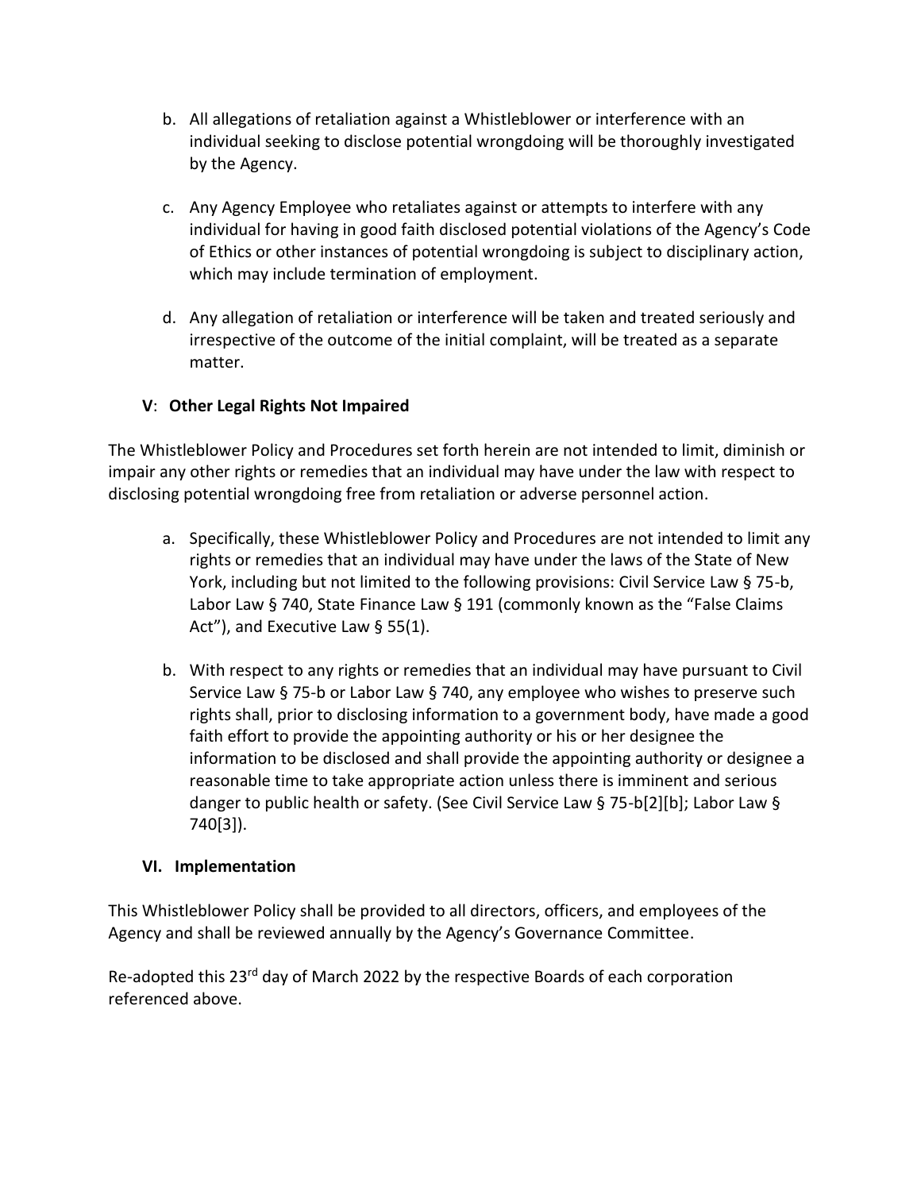b. All allegations of retaliation against a Whistleblower or interference with an individual seeking to disclose potential wrongdoing will be thoroughly investigated by the Agency.

c. Any Agency Employee who retaliates against or attempts to interfere with any individual for having in good faith disclosed potential violations of the Agency's Code of Ethics or other instances of potential wrongdoing is subject to disciplinary action, which may include termination of employment.

d. Any allegation of retaliation or interference will be taken and treated seriously and irrespective of the outcome of the initial complaint, will be treated as a separate matter.

### V: Other Legal Rights Not Impaired

The Whistleblower Policy and Procedures set forth herein are not intended to limit, diminish or impair any other rights or remedies that an individual may have under the law with respect to disclosing potential wrongdoing free from retaliation or adverse personnel action.

a. Specifically, these Whistleblower Policy and Procedures are not intended to limit any rights or remedies that an individual may have under the laws of the State of New York, including but not limited to the following provisions: Civil Service Law § 75-b, Labor Law § 740, State Finance Law § 191 (commonly known as the "False Claims Act"), and Executive Law § 55(1).

b. With respect to any rights or remedies that an individual may have pursuant to Civil Service Law § 75-b or Labor Law § 740, any employee who wishes to preserve such rights shall, prior to disclosing information to a government body, have made a good faith effort to provide the appointing authority or his or her designee the information to be disclosed and shall provide the appointing authority or designee a reasonable time to take appropriate action unless there is imminent and serious danger to public health or safety. (See Civil Service Law § 75-b[2][b]; Labor Law § 740[3]).

### VI. Implementation

This Whistleblower Policy shall be provided to all directors, officers, and employees of the Agency and shall be reviewed annually by the Agency's Governance Committee.

Re-adopted this 23rd day of March 2022 by the respective Boards of each corporation referenced above.